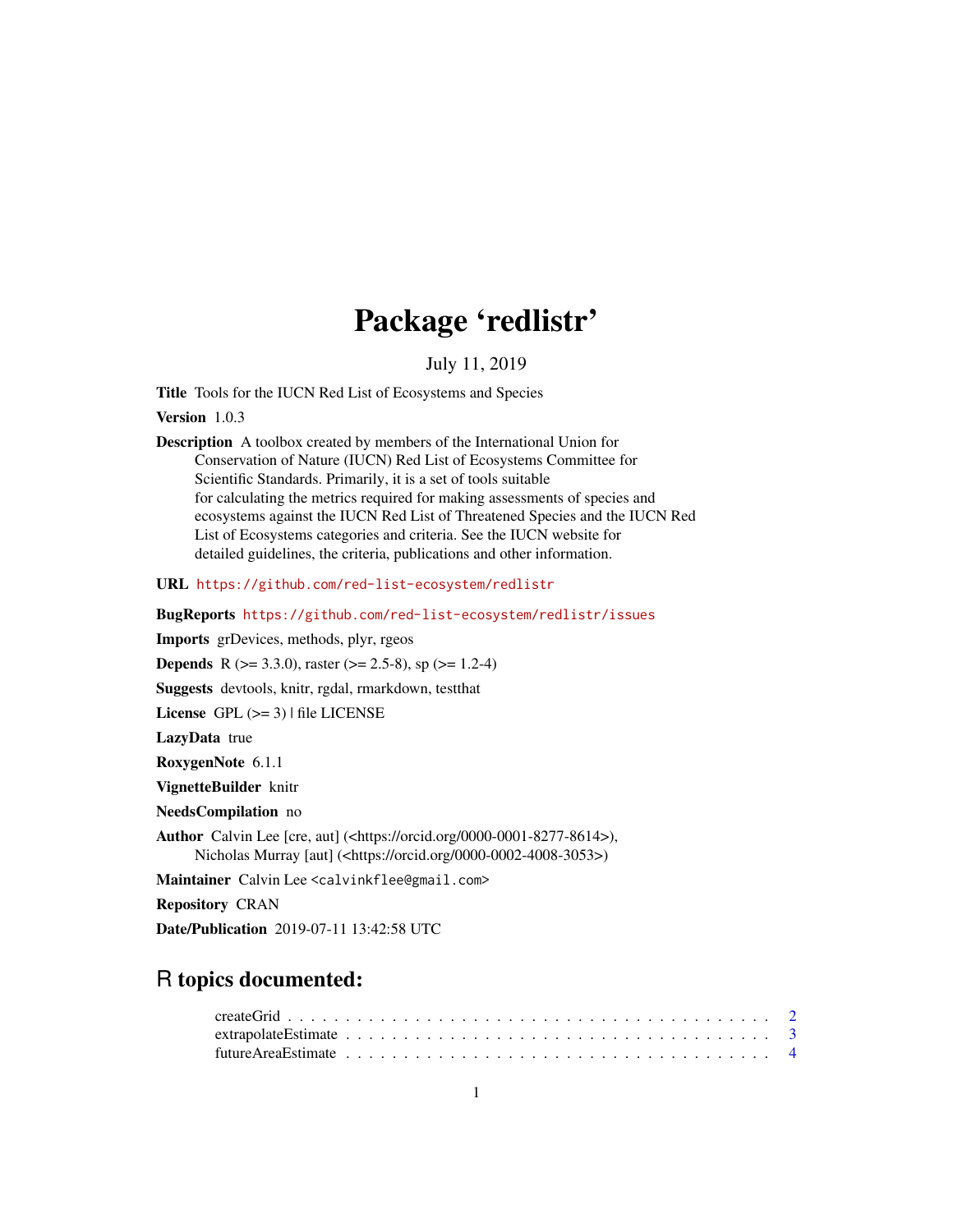# Package 'redlistr'

July 11, 2019

**Title** Tools for the IUCN Red List of Ecosystems and Species

**Version** 1.0.3

**Description** A toolbox created by members of the International Union for Conservation of Nature (IUCN) Red List of Ecosystems Committee for Scientific Standards. Primarily, it is a set of tools suitable for calculating the metrics required for making assessments of species and ecosystems against the IUCN Red List of Threatened Species and the IUCN Red List of Ecosystems categories and criteria. See the IUCN website for detailed guidelines, the criteria, publications and other information.

**URL** https://github.com/red-list-ecosystem/redlistr

**BugReports** https://github.com/red-list-ecosystem/redlistr/issues

**Imports** grDevices, methods, plyr, rgeos

**Depends** R (>= 3.3.0), raster (>= 2.5-8), sp (>= 1.2-4)

**Suggests** devtools, knitr, rgdal, rmarkdown, testthat

**License** GPL (>= 3) | file LICENSE

**LazyData** true

**RoxygenNote** 6.1.1

**VignetteBuilder** knitr

**NeedsCompilation** no

**Author** Calvin Lee [cre, aut] (<https://orcid.org/0000-0001-8277-8614>), Nicholas Murray [aut] (<https://orcid.org/0000-0002-4008-3053>)

**Maintainer** Calvin Lee <calvinkflee@gmail.com>

**Repository** CRAN

**Date/Publication** 2019-07-11 13:42:58 UTC

## R topics documented:

createGrid . . . . . . . . . . . . . . . . . . . . . . . . . . . . . . . . . . . . . . . . 2
extrapolateEstimate . . . . . . . . . . . . . . . . . . . . . . . . . . . . . . . . . . . 3
futureAreaEstimate . . . . . . . . . . . . . . . . . . . . . . . . . . . . . . . . . . . 4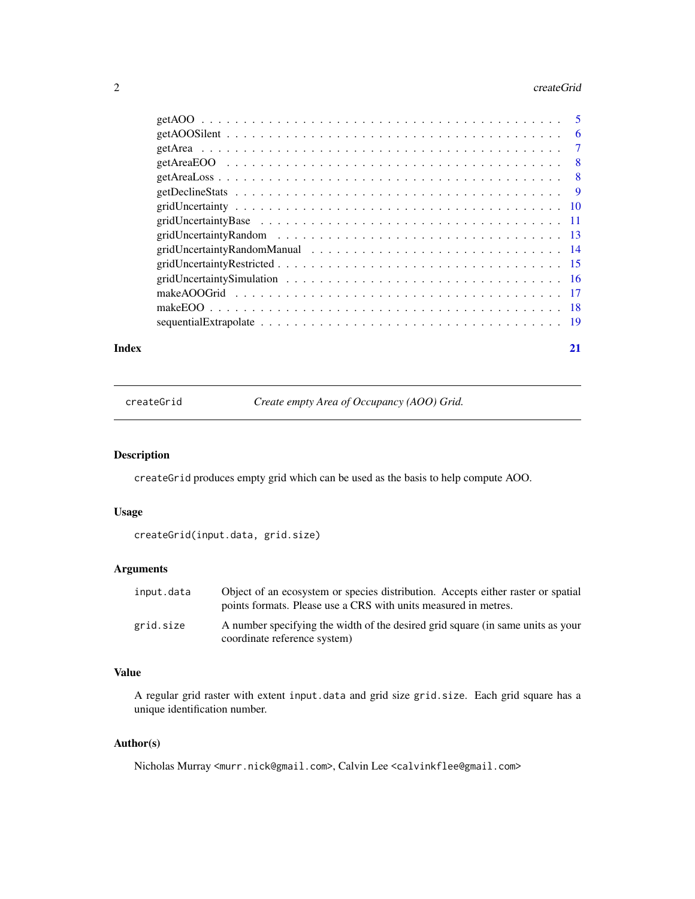| | |
|---|---|
| getAOO | 5 |
| getAOOSilent | 6 |
| getArea | 7 |
| getAreaEOO | 8 |
| getAreaLoss | 8 |
| getDeclineStats | 9 |
| gridUncertainty | 10 |
| gridUncertaintyBase | 11 |
| gridUncertaintyRandom | 13 |
| gridUncertaintyRandomManual | 14 |
| gridUncertaintyRestricted | 15 |
| gridUncertaintySimulation | 16 |
| makeAOOGrid | 17 |
| makeEOO | 18 |
| sequentialExtrapolate | 19 |

**Index** **21**

---

## createGrid — *Create empty Area of Occupancy (AOO) Grid.*

### Description

`createGrid` produces empty grid which can be used as the basis to help compute AOO.

### Usage

```
createGrid(input.data, grid.size)
```

### Arguments

| | |
|---|---|
| `input.data` | Object of an ecosystem or species distribution. Accepts either raster or spatial points formats. Please use a CRS with units measured in metres. |
| `grid.size` | A number specifying the width of the desired grid square (in same units as your coordinate reference system) |

### Value

A regular grid raster with extent `input.data` and grid size `grid.size`. Each grid square has a unique identification number.

### Author(s)

Nicholas Murray <murr.nick@gmail.com>, Calvin Lee <calvinkflee@gmail.com>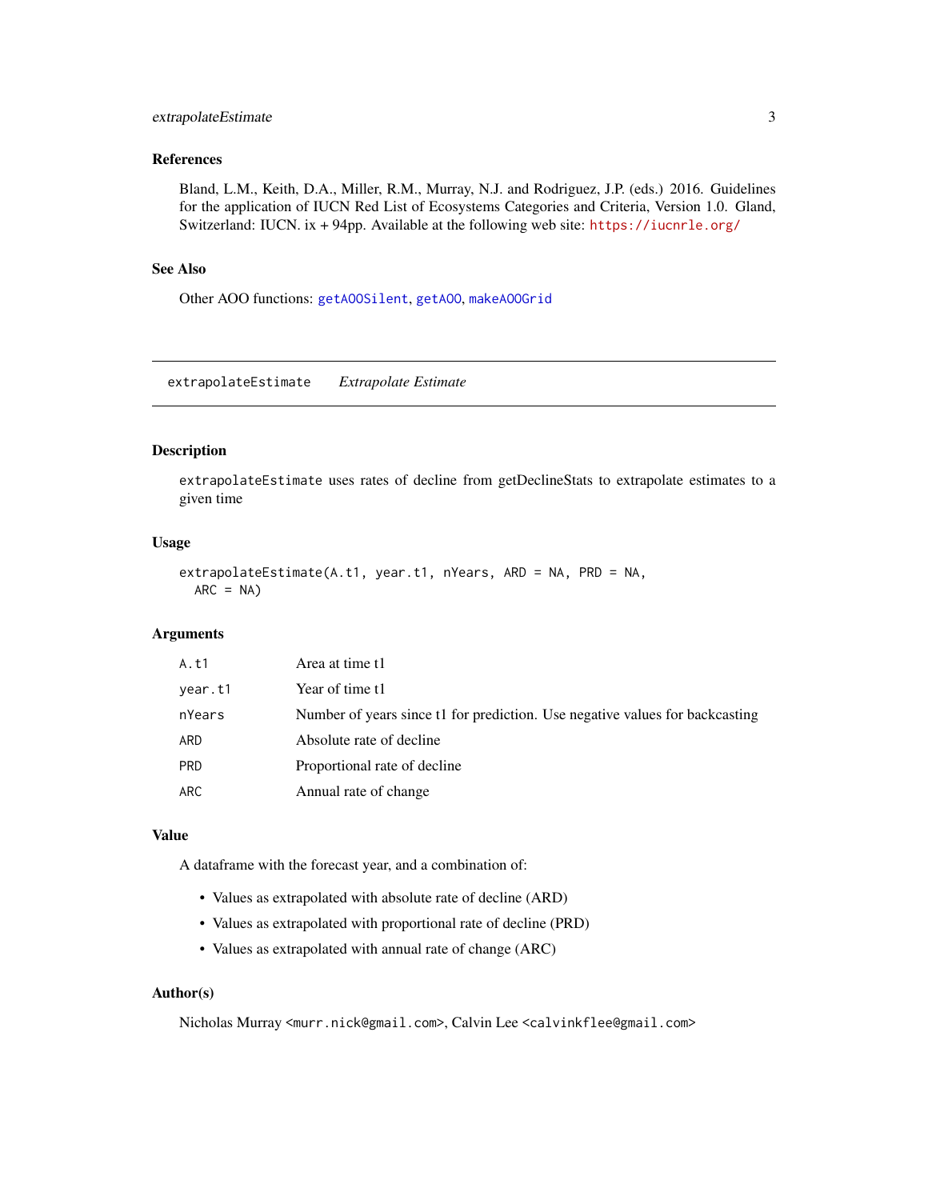## References

Bland, L.M., Keith, D.A., Miller, R.M., Murray, N.J. and Rodriguez, J.P. (eds.) 2016. Guidelines for the application of IUCN Red List of Ecosystems Categories and Criteria, Version 1.0. Gland, Switzerland: IUCN. ix + 94pp. Available at the following web site: https://iucnrle.org/

## See Also

Other AOO functions: getAOOSilent, getAOO, makeAOOGrid

---

# extrapolateEstimate *Extrapolate Estimate*

## Description

extrapolateEstimate uses rates of decline from getDeclineStats to extrapolate estimates to a given time

## Usage

```
extrapolateEstimate(A.t1, year.t1, nYears, ARD = NA, PRD = NA,
  ARC = NA)
```

## Arguments

| | |
|---|---|
| A.t1 | Area at time t1 |
| year.t1 | Year of time t1 |
| nYears | Number of years since t1 for prediction. Use negative values for backcasting |
| ARD | Absolute rate of decline |
| PRD | Proportional rate of decline |
| ARC | Annual rate of change |

## Value

A dataframe with the forecast year, and a combination of:

- Values as extrapolated with absolute rate of decline (ARD)
- Values as extrapolated with proportional rate of decline (PRD)
- Values as extrapolated with annual rate of change (ARC)

## Author(s)

Nicholas Murray <murr.nick@gmail.com>, Calvin Lee <calvinkflee@gmail.com>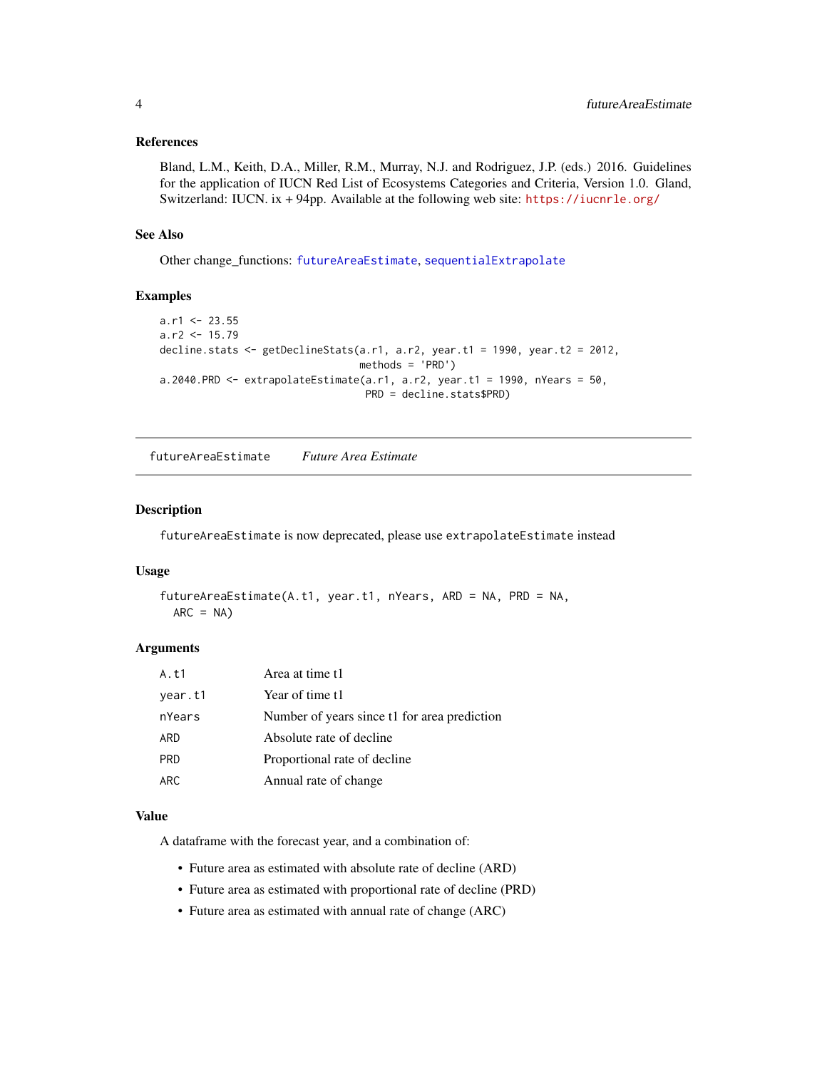### References

Bland, L.M., Keith, D.A., Miller, R.M., Murray, N.J. and Rodriguez, J.P. (eds.) 2016. Guidelines for the application of IUCN Red List of Ecosystems Categories and Criteria, Version 1.0. Gland, Switzerland: IUCN. ix + 94pp. Available at the following web site: https://iucnrle.org/

### See Also

Other change_functions: futureAreaEstimate, sequentialExtrapolate

### Examples

```
a.r1 <- 23.55
a.r2 <- 15.79
decline.stats <- getDeclineStats(a.r1, a.r2, year.t1 = 1990, year.t2 = 2012,
                                 methods = 'PRD')
a.2040.PRD <- extrapolateEstimate(a.r1, a.r2, year.t1 = 1990, nYears = 50,
                                  PRD = decline.stats$PRD)
```

---

## futureAreaEstimate    *Future Area Estimate*

### Description

futureAreaEstimate is now deprecated, please use extrapolateEstimate instead

### Usage

```
futureAreaEstimate(A.t1, year.t1, nYears, ARD = NA, PRD = NA,
  ARC = NA)
```

### Arguments

| | |
|---|---|
| A.t1 | Area at time t1 |
| year.t1 | Year of time t1 |
| nYears | Number of years since t1 for area prediction |
| ARD | Absolute rate of decline |
| PRD | Proportional rate of decline |
| ARC | Annual rate of change |

### Value

A dataframe with the forecast year, and a combination of:

- Future area as estimated with absolute rate of decline (ARD)
- Future area as estimated with proportional rate of decline (PRD)
- Future area as estimated with annual rate of change (ARC)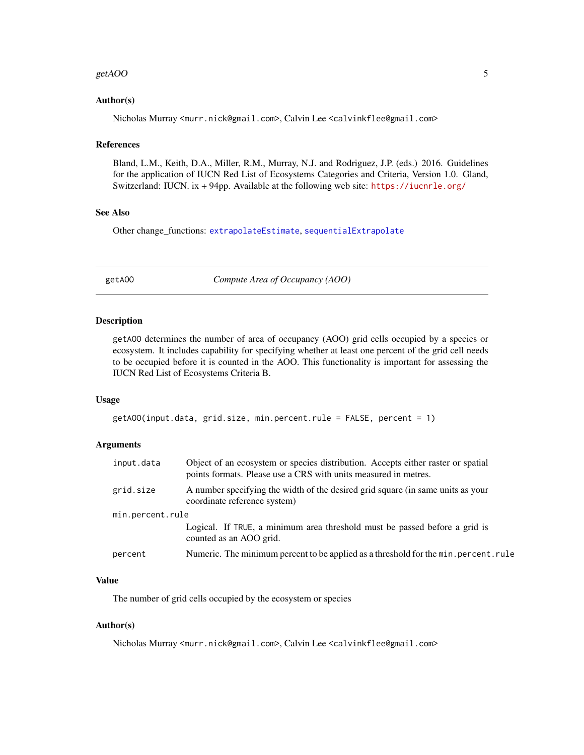### Author(s)

Nicholas Murray <murr.nick@gmail.com>, Calvin Lee <calvinkflee@gmail.com>

### References

Bland, L.M., Keith, D.A., Miller, R.M., Murray, N.J. and Rodriguez, J.P. (eds.) 2016. Guidelines for the application of IUCN Red List of Ecosystems Categories and Criteria, Version 1.0. Gland, Switzerland: IUCN. ix + 94pp. Available at the following web site: https://iucnrle.org/

### See Also

Other change_functions: extrapolateEstimate, sequentialExtrapolate

---

## getAOO — *Compute Area of Occupancy (AOO)*

### Description

getAOO determines the number of area of occupancy (AOO) grid cells occupied by a species or ecosystem. It includes capability for specifying whether at least one percent of the grid cell needs to be occupied before it is counted in the AOO. This functionality is important for assessing the IUCN Red List of Ecosystems Criteria B.

### Usage

```
getAOO(input.data, grid.size, min.percent.rule = FALSE, percent = 1)
```

### Arguments

| Argument | Description |
|---|---|
| input.data | Object of an ecosystem or species distribution. Accepts either raster or spatial points formats. Please use a CRS with units measured in metres. |
| grid.size | A number specifying the width of the desired grid square (in same units as your coordinate reference system) |
| min.percent.rule | Logical. If TRUE, a minimum area threshold must be passed before a grid is counted as an AOO grid. |
| percent | Numeric. The minimum percent to be applied as a threshold for the min.percent.rule |

### Value

The number of grid cells occupied by the ecosystem or species

### Author(s)

Nicholas Murray <murr.nick@gmail.com>, Calvin Lee <calvinkflee@gmail.com>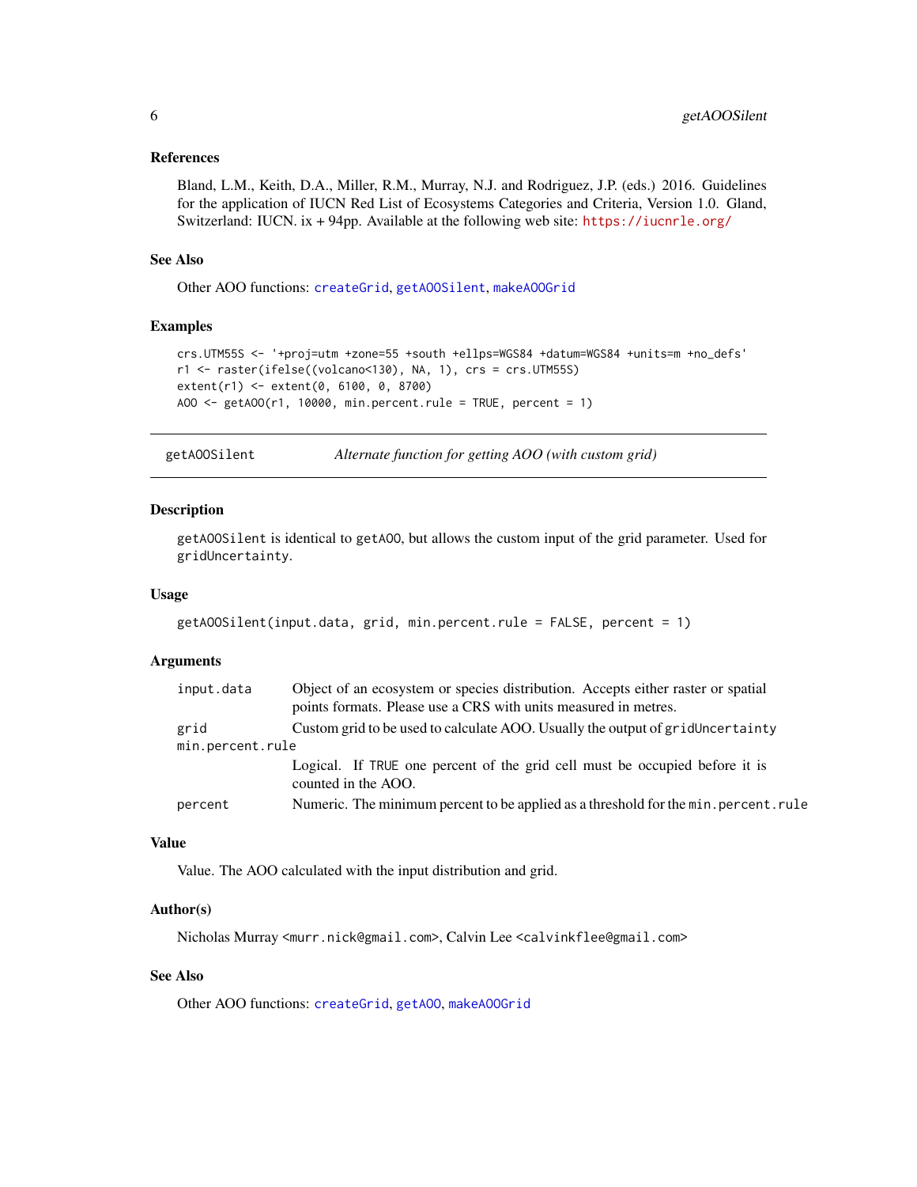### References

Bland, L.M., Keith, D.A., Miller, R.M., Murray, N.J. and Rodriguez, J.P. (eds.) 2016. Guidelines for the application of IUCN Red List of Ecosystems Categories and Criteria, Version 1.0. Gland, Switzerland: IUCN. ix + 94pp. Available at the following web site: https://iucnrle.org/

### See Also

Other AOO functions: createGrid, getAOOSilent, makeAOOGrid

### Examples

```
crs.UTM55S <- '+proj=utm +zone=55 +south +ellps=WGS84 +datum=WGS84 +units=m +no_defs'
r1 <- raster(ifelse((volcano<130), NA, 1), crs = crs.UTM55S)
extent(r1) <- extent(0, 6100, 0, 8700)
AOO <- getAOO(r1, 10000, min.percent.rule = TRUE, percent = 1)
```

---

## getAOOSilent — *Alternate function for getting AOO (with custom grid)*

---

### Description

`getAOOSilent` is identical to `getAOO`, but allows the custom input of the grid parameter. Used for `gridUncertainty`.

### Usage

```
getAOOSilent(input.data, grid, min.percent.rule = FALSE, percent = 1)
```

### Arguments

| | |
|---|---|
| `input.data` | Object of an ecosystem or species distribution. Accepts either raster or spatial points formats. Please use a CRS with units measured in metres. |
| `grid` | Custom grid to be used to calculate AOO. Usually the output of `gridUncertainty` |
| `min.percent.rule` | Logical. If `TRUE` one percent of the grid cell must be occupied before it is counted in the AOO. |
| `percent` | Numeric. The minimum percent to be applied as a threshold for the `min.percent.rule` |

### Value

Value. The AOO calculated with the input distribution and grid.

### Author(s)

Nicholas Murray <murr.nick@gmail.com>, Calvin Lee <calvinkflee@gmail.com>

### See Also

Other AOO functions: createGrid, getAOO, makeAOOGrid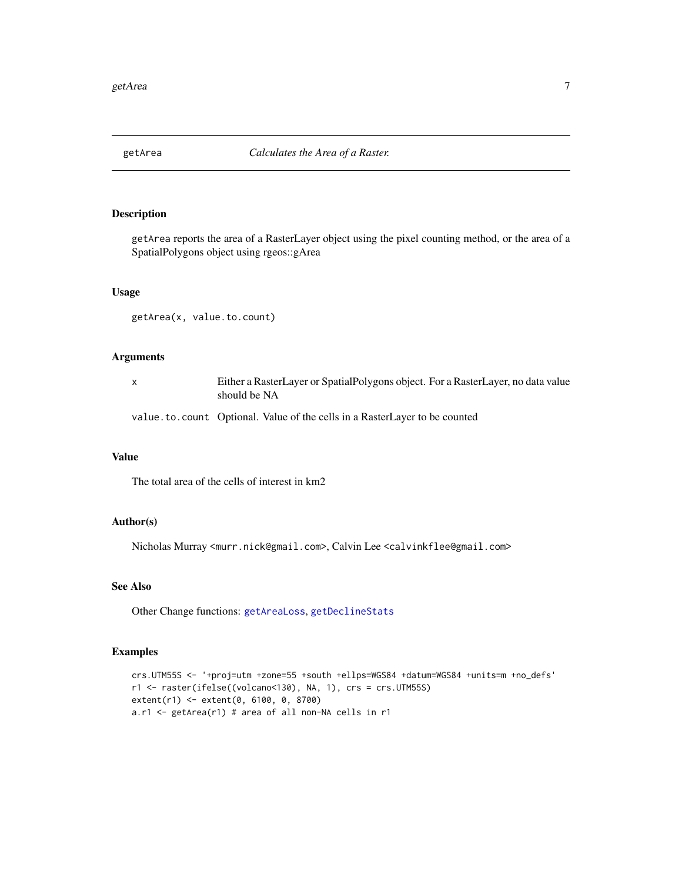# getArea — *Calculates the Area of a Raster.*

## Description

getArea reports the area of a RasterLayer object using the pixel counting method, or the area of a SpatialPolygons object using rgeos::gArea

## Usage

```
getArea(x, value.to.count)
```

## Arguments

| | |
|---|---|
| x | Either a RasterLayer or SpatialPolygons object. For a RasterLayer, no data value should be NA |
| value.to.count | Optional. Value of the cells in a RasterLayer to be counted |

## Value

The total area of the cells of interest in km2

## Author(s)

Nicholas Murray <murr.nick@gmail.com>, Calvin Lee <calvinkflee@gmail.com>

## See Also

Other Change functions: getAreaLoss, getDeclineStats

## Examples

```
crs.UTM55S <- '+proj=utm +zone=55 +south +ellps=WGS84 +datum=WGS84 +units=m +no_defs'
r1 <- raster(ifelse((volcano<130), NA, 1), crs = crs.UTM55S)
extent(r1) <- extent(0, 6100, 0, 8700)
a.r1 <- getArea(r1) # area of all non-NA cells in r1
```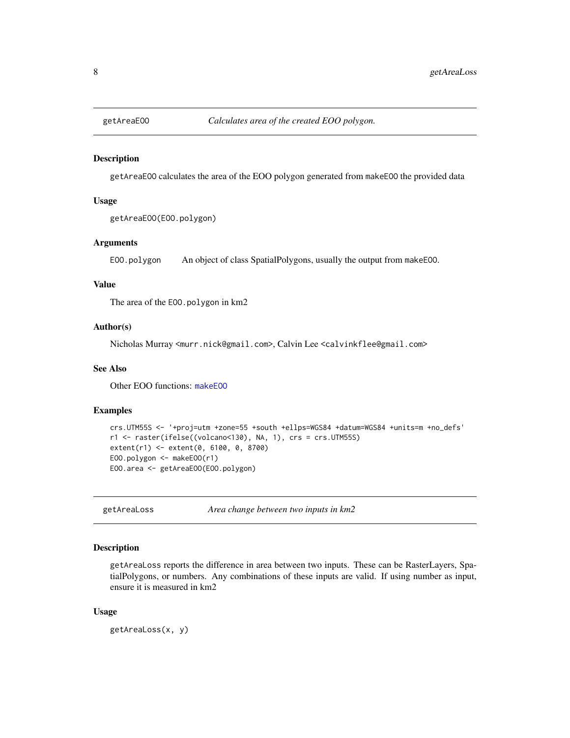## getAreaEOO *Calculates area of the created EOO polygon.*

### Description

getAreaEOO calculates the area of the EOO polygon generated from makeEOO the provided data

### Usage

```
getAreaEOO(EOO.polygon)
```

### Arguments

EOO.polygon An object of class SpatialPolygons, usually the output from makeEOO.

### Value

The area of the EOO.polygon in km2

### Author(s)

Nicholas Murray <murr.nick@gmail.com>, Calvin Lee <calvinkflee@gmail.com>

### See Also

Other EOO functions: makeEOO

### Examples

```
crs.UTM55S <- '+proj=utm +zone=55 +south +ellps=WGS84 +datum=WGS84 +units=m +no_defs'
r1 <- raster(ifelse((volcano<130), NA, 1), crs = crs.UTM55S)
extent(r1) <- extent(0, 6100, 0, 8700)
EOO.polygon <- makeEOO(r1)
EOO.area <- getAreaEOO(EOO.polygon)
```

## getAreaLoss *Area change between two inputs in km2*

### Description

getAreaLoss reports the difference in area between two inputs. These can be RasterLayers, SpatialPolygons, or numbers. Any combinations of these inputs are valid. If using number as input, ensure it is measured in km2

### Usage

```
getAreaLoss(x, y)
```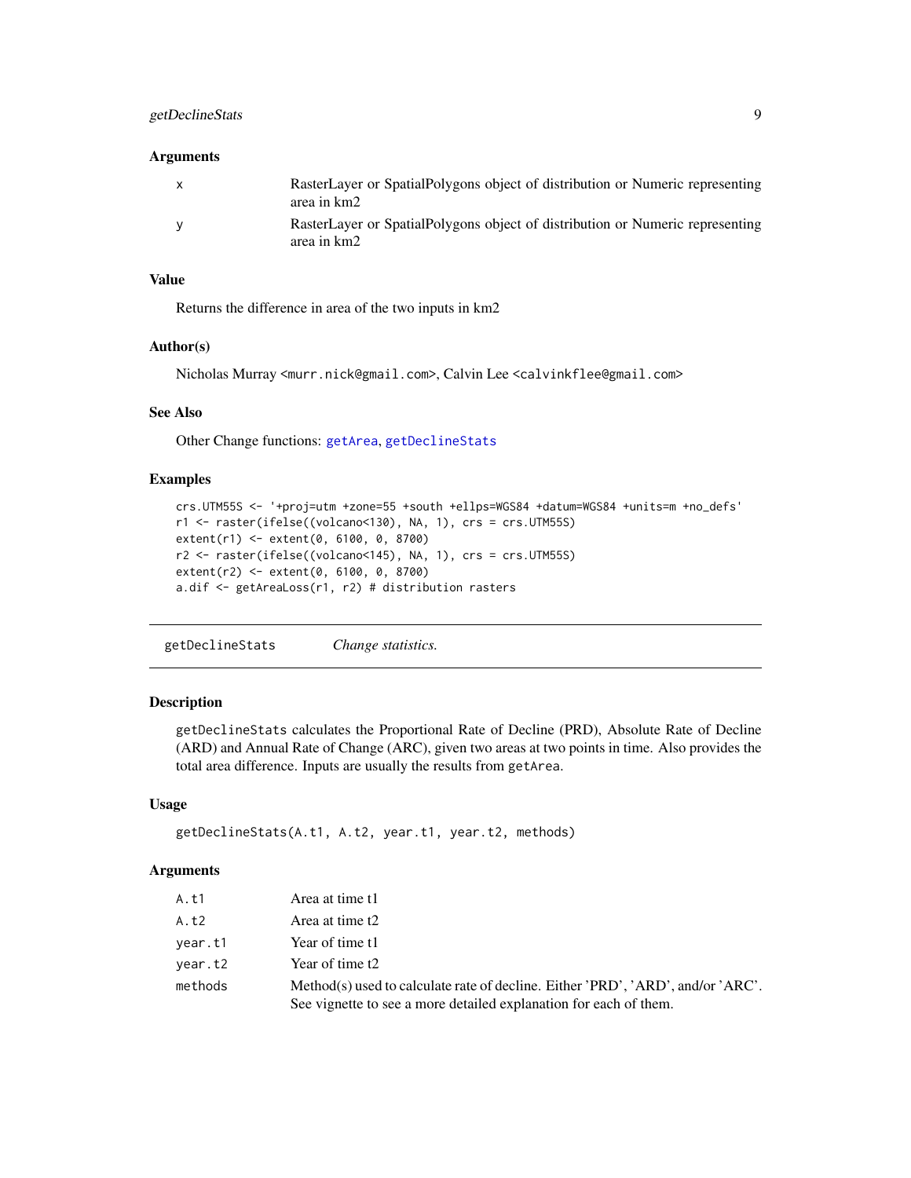### Arguments

| | |
|---|---|
| x | RasterLayer or SpatialPolygons object of distribution or Numeric representing area in km2 |
| y | RasterLayer or SpatialPolygons object of distribution or Numeric representing area in km2 |

### Value

Returns the difference in area of the two inputs in km2

### Author(s)

Nicholas Murray <murr.nick@gmail.com>, Calvin Lee <calvinkflee@gmail.com>

### See Also

Other Change functions: getArea, getDeclineStats

### Examples

```
crs.UTM55S <- '+proj=utm +zone=55 +south +ellps=WGS84 +datum=WGS84 +units=m +no_defs'
r1 <- raster(ifelse((volcano<130), NA, 1), crs = crs.UTM55S)
extent(r1) <- extent(0, 6100, 0, 8700)
r2 <- raster(ifelse((volcano<145), NA, 1), crs = crs.UTM55S)
extent(r2) <- extent(0, 6100, 0, 8700)
a.dif <- getAreaLoss(r1, r2) # distribution rasters
```

---

## getDeclineStats    *Change statistics.*

---

### Description

getDeclineStats calculates the Proportional Rate of Decline (PRD), Absolute Rate of Decline (ARD) and Annual Rate of Change (ARC), given two areas at two points in time. Also provides the total area difference. Inputs are usually the results from getArea.

### Usage

```
getDeclineStats(A.t1, A.t2, year.t1, year.t2, methods)
```

### Arguments

| | |
|---|---|
| A.t1 | Area at time t1 |
| A.t2 | Area at time t2 |
| year.t1 | Year of time t1 |
| year.t2 | Year of time t2 |
| methods | Method(s) used to calculate rate of decline. Either 'PRD', 'ARD', and/or 'ARC'. See vignette to see a more detailed explanation for each of them. |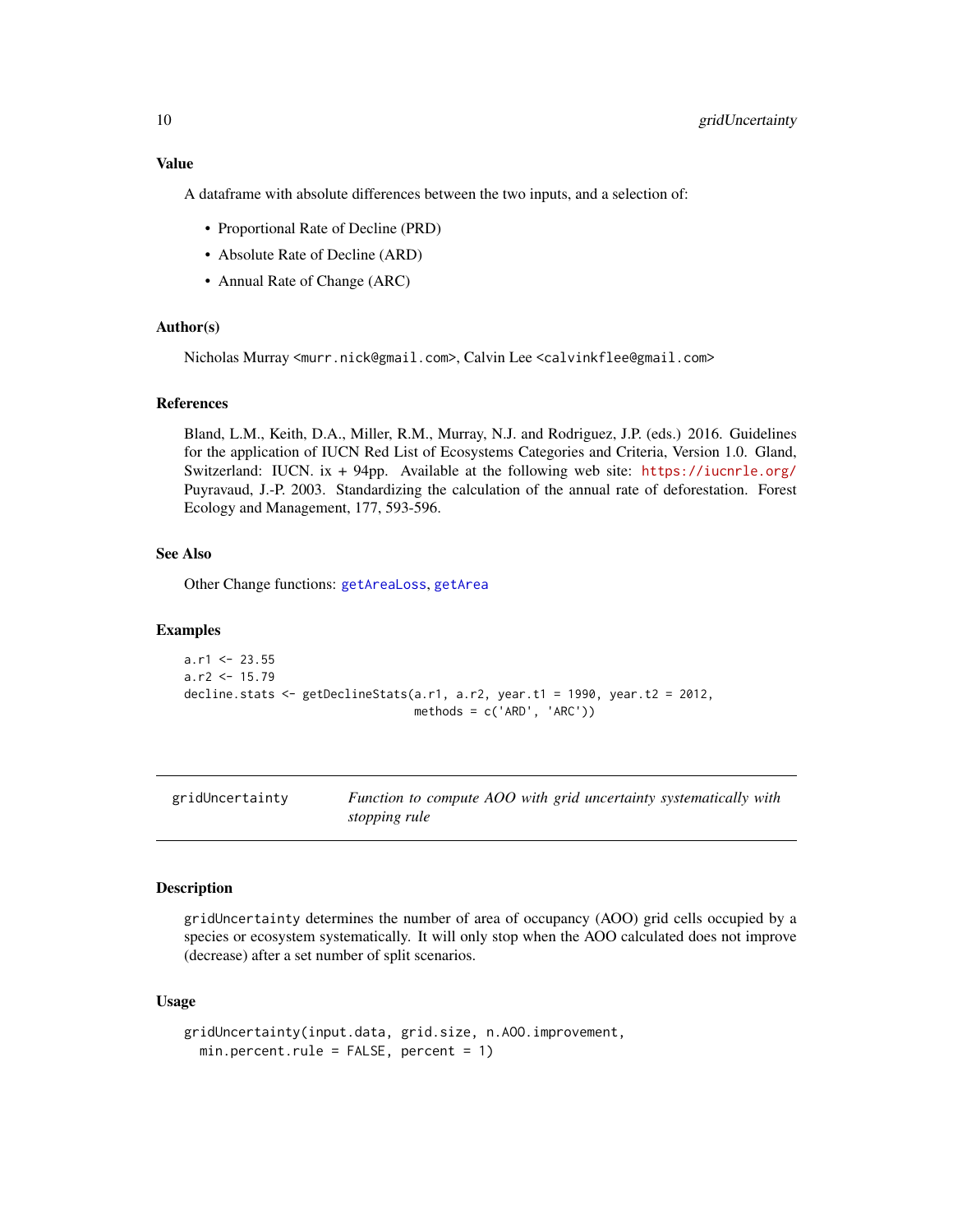### Value

A dataframe with absolute differences between the two inputs, and a selection of:

- Proportional Rate of Decline (PRD)
- Absolute Rate of Decline (ARD)
- Annual Rate of Change (ARC)

### Author(s)

Nicholas Murray <murr.nick@gmail.com>, Calvin Lee <calvinkflee@gmail.com>

### References

Bland, L.M., Keith, D.A., Miller, R.M., Murray, N.J. and Rodriguez, J.P. (eds.) 2016. Guidelines for the application of IUCN Red List of Ecosystems Categories and Criteria, Version 1.0. Gland, Switzerland: IUCN. ix + 94pp. Available at the following web site: https://iucnrle.org/ Puyravaud, J.-P. 2003. Standardizing the calculation of the annual rate of deforestation. Forest Ecology and Management, 177, 593-596.

### See Also

Other Change functions: getAreaLoss, getArea

### Examples

```
a.r1 <- 23.55
a.r2 <- 15.79
decline.stats <- getDeclineStats(a.r1, a.r2, year.t1 = 1990, year.t2 = 2012,
                                 methods = c('ARD', 'ARC'))
```

---

## gridUncertainty — *Function to compute AOO with grid uncertainty systematically with stopping rule*

### Description

gridUncertainty determines the number of area of occupancy (AOO) grid cells occupied by a species or ecosystem systematically. It will only stop when the AOO calculated does not improve (decrease) after a set number of split scenarios.

### Usage

```
gridUncertainty(input.data, grid.size, n.AOO.improvement,
  min.percent.rule = FALSE, percent = 1)
```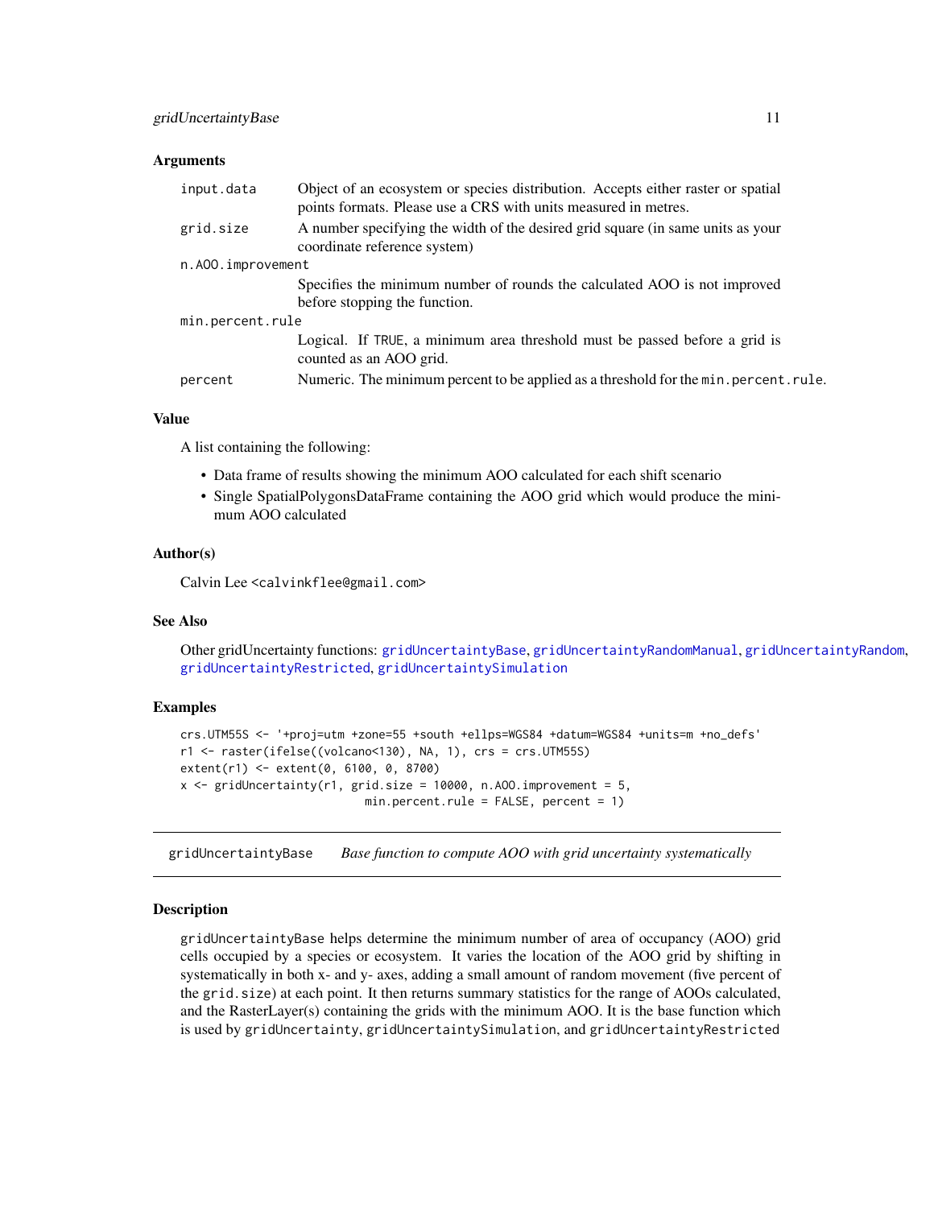### Arguments

| | |
|---|---|
| `input.data` | Object of an ecosystem or species distribution. Accepts either raster or spatial points formats. Please use a CRS with units measured in metres. |
| `grid.size` | A number specifying the width of the desired grid square (in same units as your coordinate reference system) |
| `n.AOO.improvement` | Specifies the minimum number of rounds the calculated AOO is not improved before stopping the function. |
| `min.percent.rule` | Logical. If `TRUE`, a minimum area threshold must be passed before a grid is counted as an AOO grid. |
| `percent` | Numeric. The minimum percent to be applied as a threshold for the `min.percent.rule`. |

### Value

A list containing the following:

- Data frame of results showing the minimum AOO calculated for each shift scenario
- Single SpatialPolygonsDataFrame containing the AOO grid which would produce the minimum AOO calculated

### Author(s)

Calvin Lee <calvinkflee@gmail.com>

### See Also

Other gridUncertainty functions: `gridUncertaintyBase`, `gridUncertaintyRandomManual`, `gridUncertaintyRandom`, `gridUncertaintyRestricted`, `gridUncertaintySimulation`

### Examples

```
crs.UTM55S <- '+proj=utm +zone=55 +south +ellps=WGS84 +datum=WGS84 +units=m +no_defs'
r1 <- raster(ifelse((volcano<130), NA, 1), crs = crs.UTM55S)
extent(r1) <- extent(0, 6100, 0, 8700)
x <- gridUncertainty(r1, grid.size = 10000, n.AOO.improvement = 5,
                          min.percent.rule = FALSE, percent = 1)
```

---

## gridUncertaintyBase — *Base function to compute AOO with grid uncertainty systematically*

### Description

`gridUncertaintyBase` helps determine the minimum number of area of occupancy (AOO) grid cells occupied by a species or ecosystem. It varies the location of the AOO grid by shifting in systematically in both x- and y- axes, adding a small amount of random movement (five percent of the `grid.size`) at each point. It then returns summary statistics for the range of AOOs calculated, and the RasterLayer(s) containing the grids with the minimum AOO. It is the base function which is used by `gridUncertainty`, `gridUncertaintySimulation`, and `gridUncertaintyRestricted`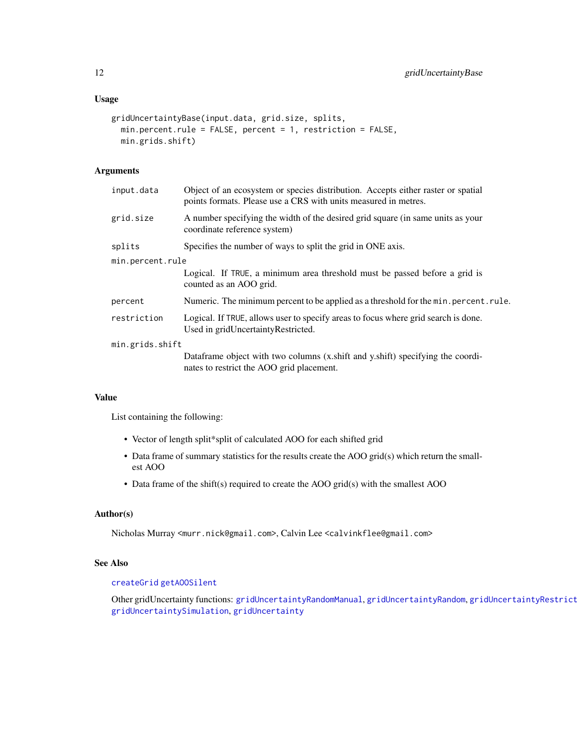### Usage

```
gridUncertaintyBase(input.data, grid.size, splits,
  min.percent.rule = FALSE, percent = 1, restriction = FALSE,
  min.grids.shift)
```

### Arguments

| | |
|---|---|
| `input.data` | Object of an ecosystem or species distribution. Accepts either raster or spatial points formats. Please use a CRS with units measured in metres. |
| `grid.size` | A number specifying the width of the desired grid square (in same units as your coordinate reference system) |
| `splits` | Specifies the number of ways to split the grid in ONE axis. |
| `min.percent.rule` | Logical. If `TRUE`, a minimum area threshold must be passed before a grid is counted as an AOO grid. |
| `percent` | Numeric. The minimum percent to be applied as a threshold for the `min.percent.rule`. |
| `restriction` | Logical. If `TRUE`, allows user to specify areas to focus where grid search is done. Used in gridUncertaintyRestricted. |
| `min.grids.shift` | Dataframe object with two columns (x.shift and y.shift) specifying the coordinates to restrict the AOO grid placement. |

### Value

List containing the following:

- Vector of length split*split of calculated AOO for each shifted grid
- Data frame of summary statistics for the results create the AOO grid(s) which return the smallest AOO
- Data frame of the shift(s) required to create the AOO grid(s) with the smallest AOO

### Author(s)

Nicholas Murray <murr.nick@gmail.com>, Calvin Lee <calvinkflee@gmail.com>

### See Also

`createGrid` `getAOOSilent`

Other gridUncertainty functions: `gridUncertaintyRandomManual`, `gridUncertaintyRandom`, `gridUncertaintyRestricted`, `gridUncertaintySimulation`, `gridUncertainty`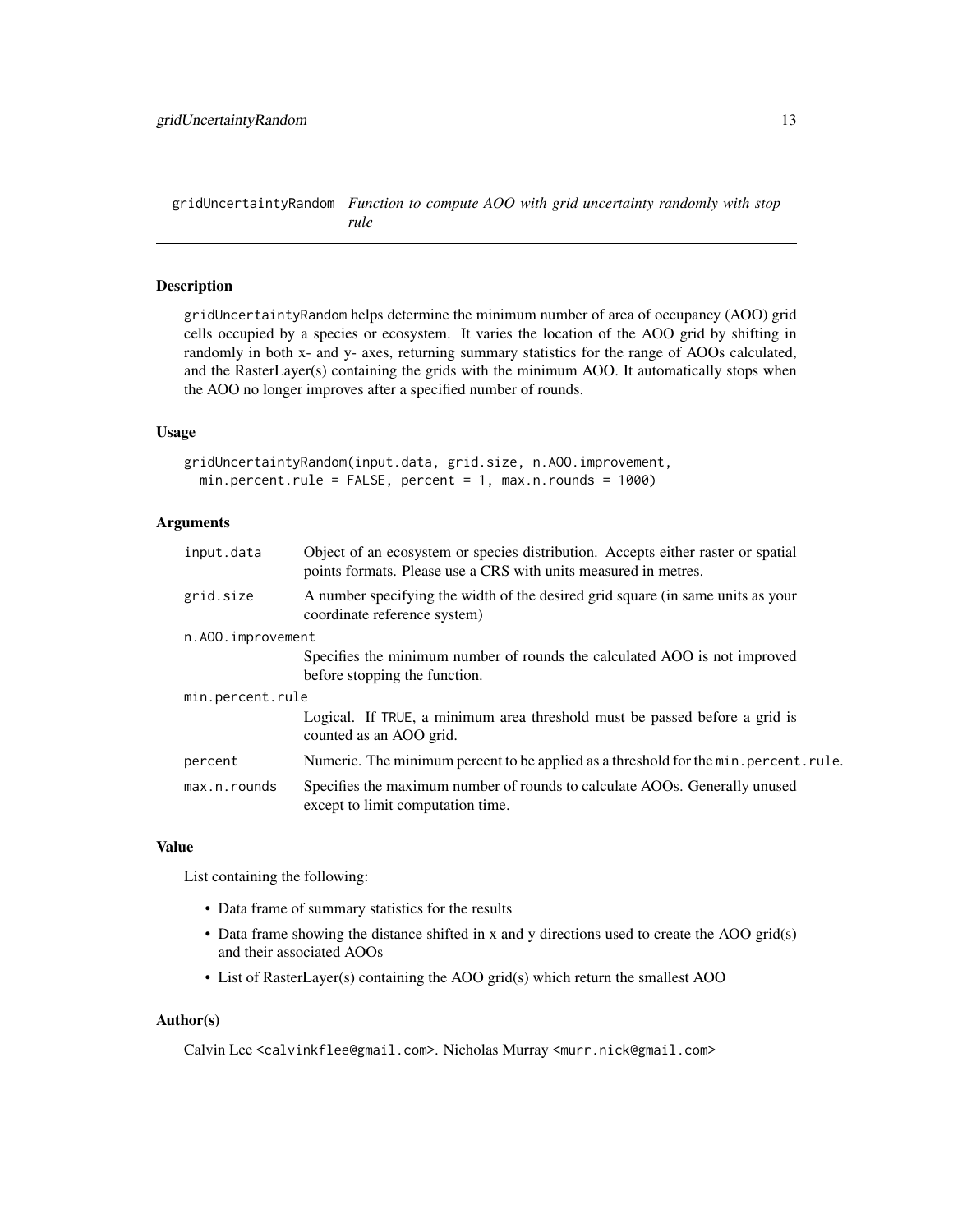gridUncertaintyRandom *Function to compute AOO with grid uncertainty randomly with stop rule*

## Description

gridUncertaintyRandom helps determine the minimum number of area of occupancy (AOO) grid cells occupied by a species or ecosystem. It varies the location of the AOO grid by shifting in randomly in both x- and y- axes, returning summary statistics for the range of AOOs calculated, and the RasterLayer(s) containing the grids with the minimum AOO. It automatically stops when the AOO no longer improves after a specified number of rounds.

## Usage

```
gridUncertaintyRandom(input.data, grid.size, n.AOO.improvement,
  min.percent.rule = FALSE, percent = 1, max.n.rounds = 1000)
```

## Arguments

| Argument | Description |
| --- | --- |
| `input.data` | Object of an ecosystem or species distribution. Accepts either raster or spatial points formats. Please use a CRS with units measured in metres. |
| `grid.size` | A number specifying the width of the desired grid square (in same units as your coordinate reference system) |
| `n.AOO.improvement` | Specifies the minimum number of rounds the calculated AOO is not improved before stopping the function. |
| `min.percent.rule` | Logical. If `TRUE`, a minimum area threshold must be passed before a grid is counted as an AOO grid. |
| `percent` | Numeric. The minimum percent to be applied as a threshold for the `min.percent.rule`. |
| `max.n.rounds` | Specifies the maximum number of rounds to calculate AOOs. Generally unused except to limit computation time. |

## Value

List containing the following:

- Data frame of summary statistics for the results
- Data frame showing the distance shifted in x and y directions used to create the AOO grid(s) and their associated AOOs
- List of RasterLayer(s) containing the AOO grid(s) which return the smallest AOO

## Author(s)

Calvin Lee <calvinkflee@gmail.com>. Nicholas Murray <murr.nick@gmail.com>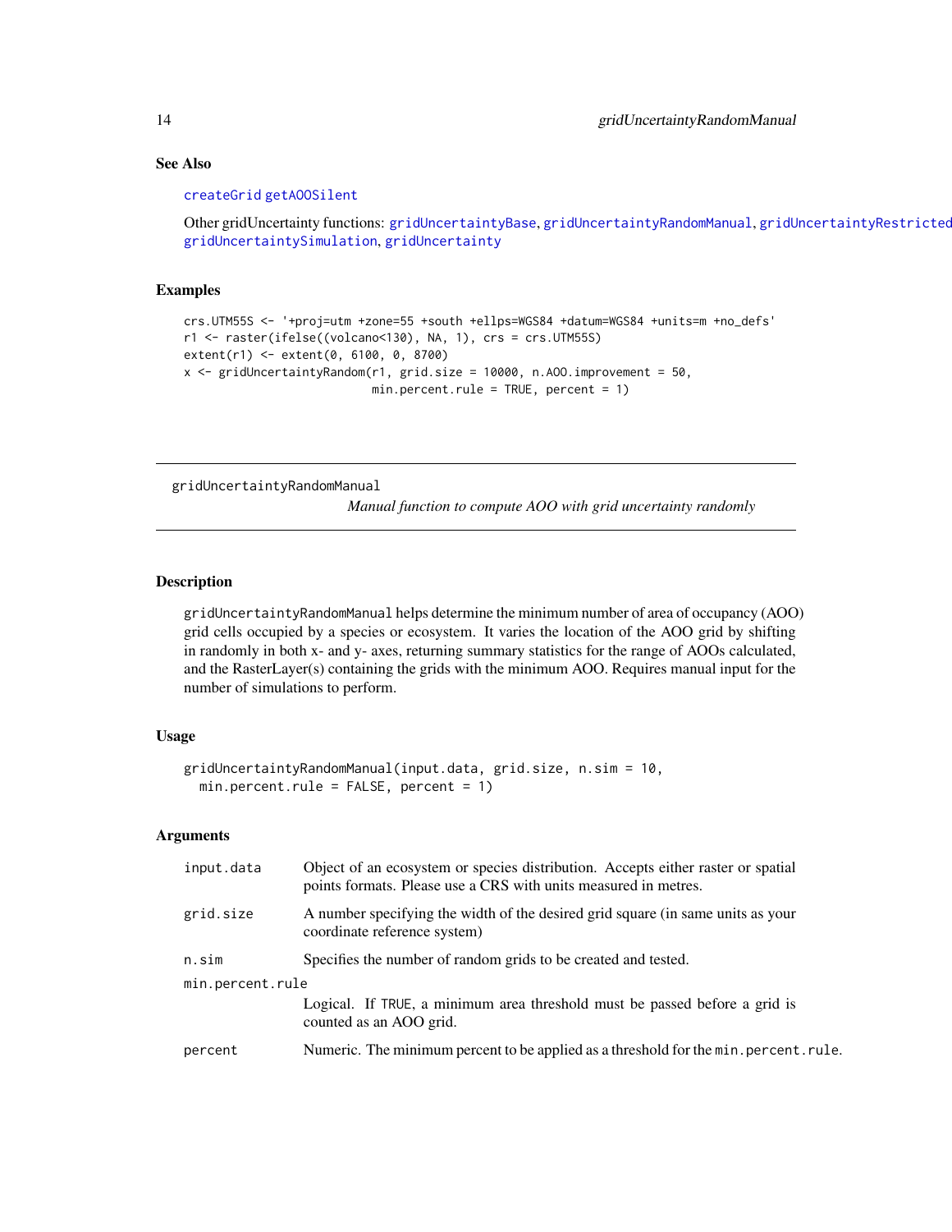### See Also

createGrid getAOOSilent

Other gridUncertainty functions: gridUncertaintyBase, gridUncertaintyRandomManual, gridUncertaintyRestricted, gridUncertaintySimulation, gridUncertainty

### Examples

```
crs.UTM55S <- '+proj=utm +zone=55 +south +ellps=WGS84 +datum=WGS84 +units=m +no_defs'
r1 <- raster(ifelse((volcano<130), NA, 1), crs = crs.UTM55S)
extent(r1) <- extent(0, 6100, 0, 8700)
x <- gridUncertaintyRandom(r1, grid.size = 10000, n.AOO.improvement = 50,
                           min.percent.rule = TRUE, percent = 1)
```

---

## gridUncertaintyRandomManual

*Manual function to compute AOO with grid uncertainty randomly*

---

### Description

gridUncertaintyRandomManual helps determine the minimum number of area of occupancy (AOO) grid cells occupied by a species or ecosystem. It varies the location of the AOO grid by shifting in randomly in both x- and y- axes, returning summary statistics for the range of AOOs calculated, and the RasterLayer(s) containing the grids with the minimum AOO. Requires manual input for the number of simulations to perform.

### Usage

```
gridUncertaintyRandomManual(input.data, grid.size, n.sim = 10,
  min.percent.rule = FALSE, percent = 1)
```

### Arguments

| | |
|---|---|
| input.data | Object of an ecosystem or species distribution. Accepts either raster or spatial points formats. Please use a CRS with units measured in metres. |
| grid.size | A number specifying the width of the desired grid square (in same units as your coordinate reference system) |
| n.sim | Specifies the number of random grids to be created and tested. |
| min.percent.rule | Logical. If TRUE, a minimum area threshold must be passed before a grid is counted as an AOO grid. |
| percent | Numeric. The minimum percent to be applied as a threshold for the min.percent.rule. |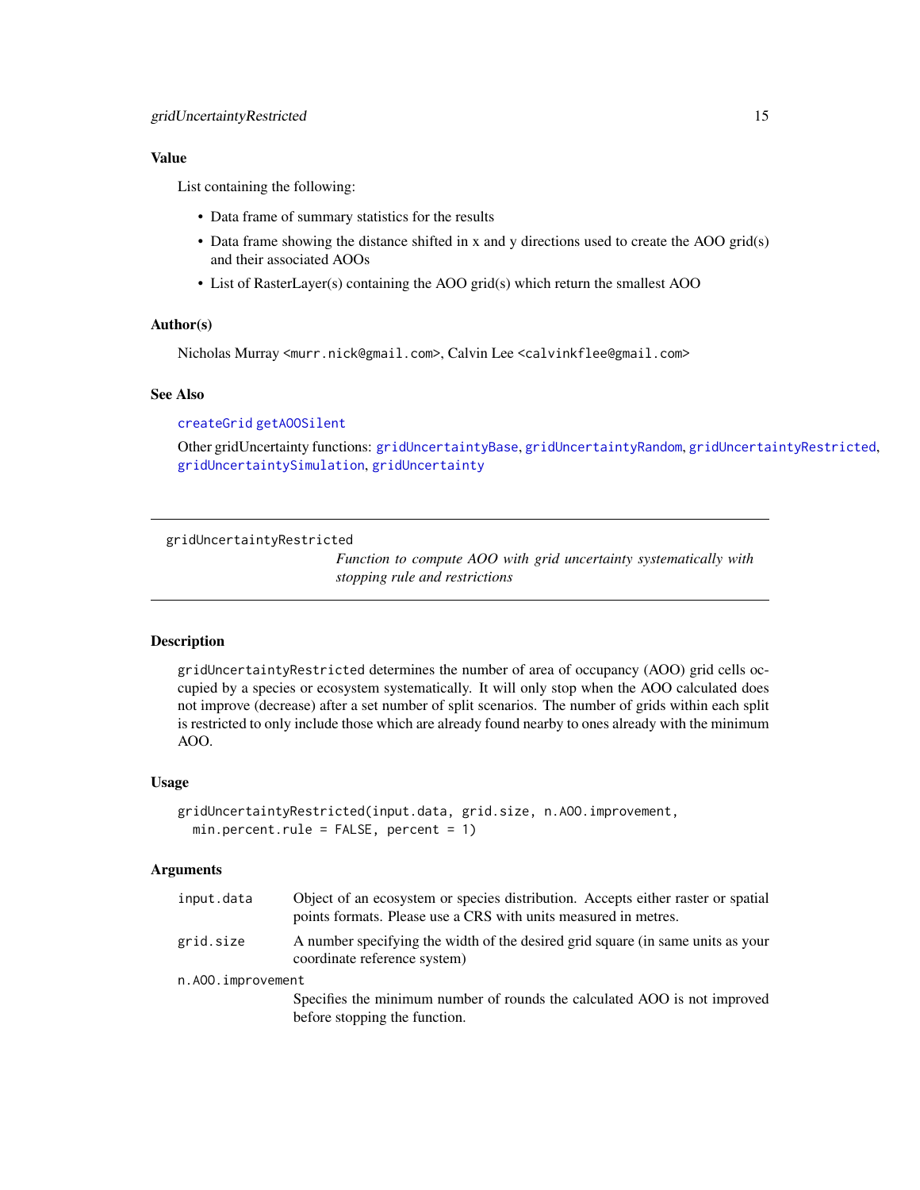### Value

List containing the following:

- Data frame of summary statistics for the results
- Data frame showing the distance shifted in x and y directions used to create the AOO grid(s) and their associated AOOs
- List of RasterLayer(s) containing the AOO grid(s) which return the smallest AOO

### Author(s)

Nicholas Murray <murr.nick@gmail.com>, Calvin Lee <calvinkflee@gmail.com>

### See Also

`createGrid` `getAOOSilent`

Other gridUncertainty functions: `gridUncertaintyBase`, `gridUncertaintyRandom`, `gridUncertaintyRestricted`, `gridUncertaintySimulation`, `gridUncertainty`

---

## gridUncertaintyRestricted

*Function to compute AOO with grid uncertainty systematically with stopping rule and restrictions*

---

### Description

`gridUncertaintyRestricted` determines the number of area of occupancy (AOO) grid cells occupied by a species or ecosystem systematically. It will only stop when the AOO calculated does not improve (decrease) after a set number of split scenarios. The number of grids within each split is restricted to only include those which are already found nearby to ones already with the minimum AOO.

### Usage

```
gridUncertaintyRestricted(input.data, grid.size, n.AOO.improvement,
  min.percent.rule = FALSE, percent = 1)
```

### Arguments

| | |
|---|---|
| `input.data` | Object of an ecosystem or species distribution. Accepts either raster or spatial points formats. Please use a CRS with units measured in metres. |
| `grid.size` | A number specifying the width of the desired grid square (in same units as your coordinate reference system) |
| `n.AOO.improvement` | Specifies the minimum number of rounds the calculated AOO is not improved before stopping the function. |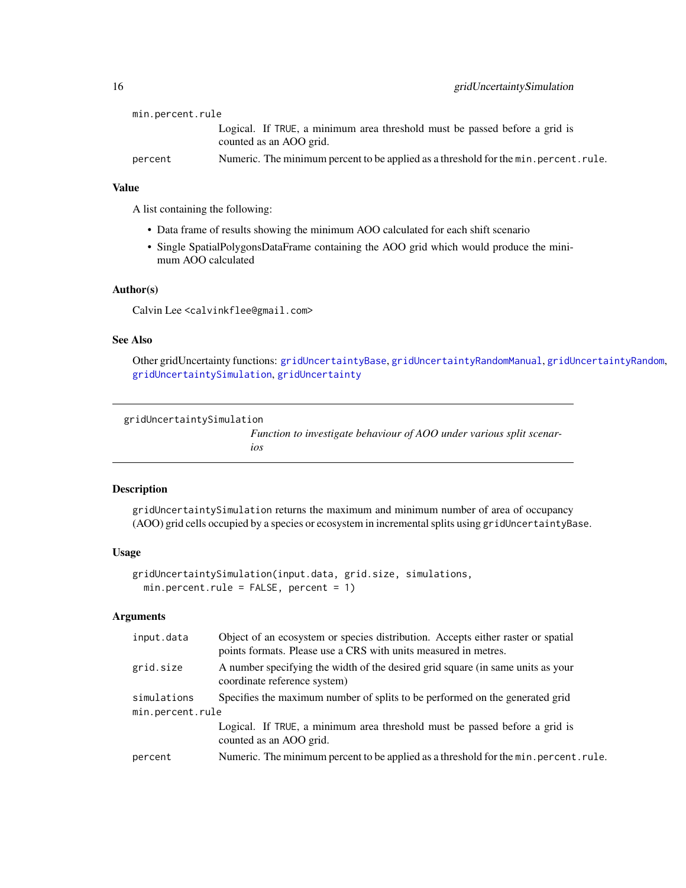| | |
|---|---|
| min.percent.rule | Logical. If TRUE, a minimum area threshold must be passed before a grid is counted as an AOO grid. |
| percent | Numeric. The minimum percent to be applied as a threshold for the min.percent.rule. |

### Value

A list containing the following:

- Data frame of results showing the minimum AOO calculated for each shift scenario
- Single SpatialPolygonsDataFrame containing the AOO grid which would produce the minimum AOO calculated

### Author(s)

Calvin Lee <calvinkflee@gmail.com>

### See Also

Other gridUncertainty functions: gridUncertaintyBase, gridUncertaintyRandomManual, gridUncertaintyRandom, gridUncertaintySimulation, gridUncertainty

---

## gridUncertaintySimulation

*Function to investigate behaviour of AOO under various split scenarios*

---

### Description

gridUncertaintySimulation returns the maximum and minimum number of area of occupancy (AOO) grid cells occupied by a species or ecosystem in incremental splits using gridUncertaintyBase.

### Usage

```
gridUncertaintySimulation(input.data, grid.size, simulations,
  min.percent.rule = FALSE, percent = 1)
```

### Arguments

| | |
|---|---|
| input.data | Object of an ecosystem or species distribution. Accepts either raster or spatial points formats. Please use a CRS with units measured in metres. |
| grid.size | A number specifying the width of the desired grid square (in same units as your coordinate reference system) |
| simulations | Specifies the maximum number of splits to be performed on the generated grid |
| min.percent.rule | Logical. If TRUE, a minimum area threshold must be passed before a grid is counted as an AOO grid. |
| percent | Numeric. The minimum percent to be applied as a threshold for the min.percent.rule. |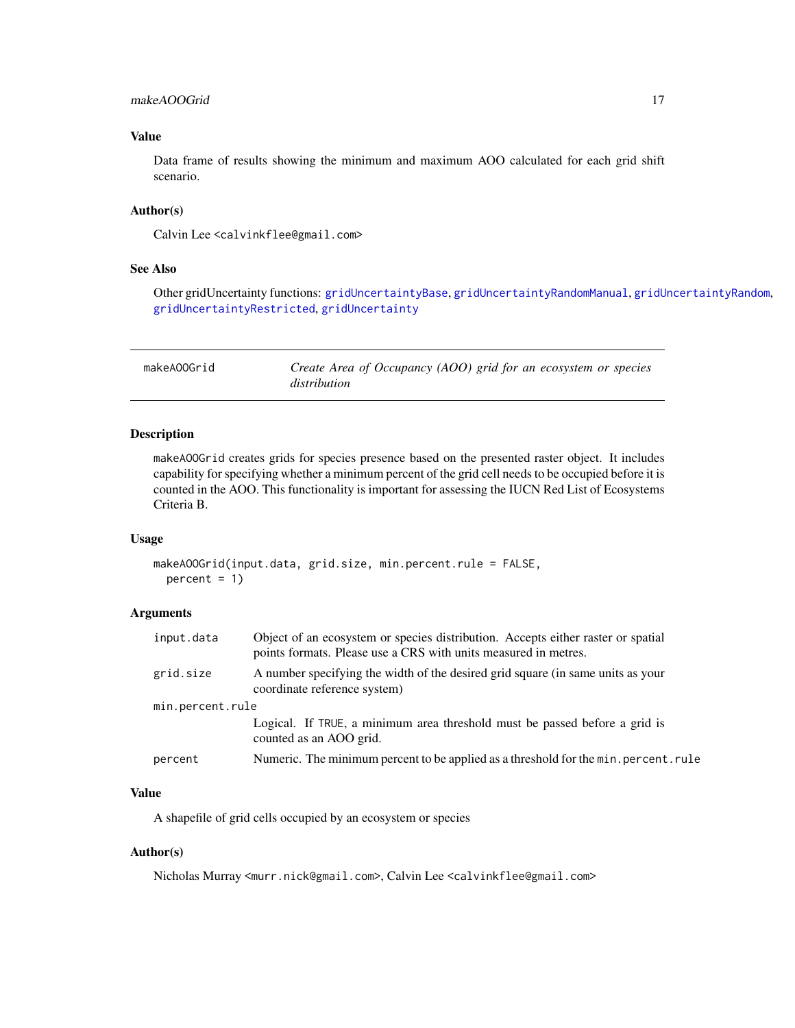### Value

Data frame of results showing the minimum and maximum AOO calculated for each grid shift scenario.

### Author(s)

Calvin Lee <calvinkflee@gmail.com>

### See Also

Other gridUncertainty functions: `gridUncertaintyBase`, `gridUncertaintyRandomManual`, `gridUncertaintyRandom`, `gridUncertaintyRestricted`, `gridUncertainty`

---

## makeAOOGrid — *Create Area of Occupancy (AOO) grid for an ecosystem or species distribution*

---

### Description

`makeAOOGrid` creates grids for species presence based on the presented raster object. It includes capability for specifying whether a minimum percent of the grid cell needs to be occupied before it is counted in the AOO. This functionality is important for assessing the IUCN Red List of Ecosystems Criteria B.

### Usage

```
makeAOOGrid(input.data, grid.size, min.percent.rule = FALSE,
  percent = 1)
```

### Arguments

| | |
|---|---|
| `input.data` | Object of an ecosystem or species distribution. Accepts either raster or spatial points formats. Please use a CRS with units measured in metres. |
| `grid.size` | A number specifying the width of the desired grid square (in same units as your coordinate reference system) |
| `min.percent.rule` | Logical. If `TRUE`, a minimum area threshold must be passed before a grid is counted as an AOO grid. |
| `percent` | Numeric. The minimum percent to be applied as a threshold for the `min.percent.rule` |

### Value

A shapefile of grid cells occupied by an ecosystem or species

### Author(s)

Nicholas Murray <murr.nick@gmail.com>, Calvin Lee <calvinkflee@gmail.com>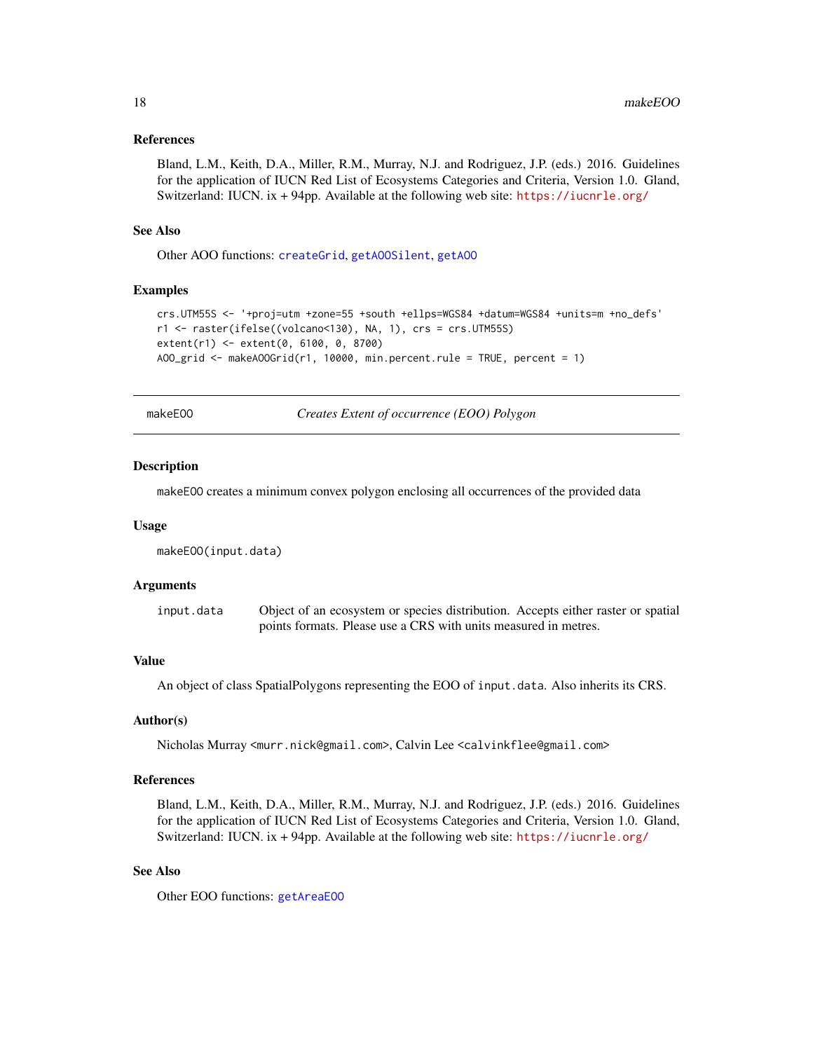### References

Bland, L.M., Keith, D.A., Miller, R.M., Murray, N.J. and Rodriguez, J.P. (eds.) 2016. Guidelines for the application of IUCN Red List of Ecosystems Categories and Criteria, Version 1.0. Gland, Switzerland: IUCN. ix + 94pp. Available at the following web site: https://iucnrle.org/

### See Also

Other AOO functions: createGrid, getAOOSilent, getAOO

### Examples

```
crs.UTM55S <- '+proj=utm +zone=55 +south +ellps=WGS84 +datum=WGS84 +units=m +no_defs'
r1 <- raster(ifelse((volcano<130), NA, 1), crs = crs.UTM55S)
extent(r1) <- extent(0, 6100, 0, 8700)
AOO_grid <- makeAOOGrid(r1, 10000, min.percent.rule = TRUE, percent = 1)
```

---

## makeEOO — *Creates Extent of occurrence (EOO) Polygon*

### Description

makeEOO creates a minimum convex polygon enclosing all occurrences of the provided data

### Usage

```
makeEOO(input.data)
```

### Arguments

| | |
|---|---|
| input.data | Object of an ecosystem or species distribution. Accepts either raster or spatial points formats. Please use a CRS with units measured in metres. |

### Value

An object of class SpatialPolygons representing the EOO of input.data. Also inherits its CRS.

### Author(s)

Nicholas Murray <murr.nick@gmail.com>, Calvin Lee <calvinkflee@gmail.com>

### References

Bland, L.M., Keith, D.A., Miller, R.M., Murray, N.J. and Rodriguez, J.P. (eds.) 2016. Guidelines for the application of IUCN Red List of Ecosystems Categories and Criteria, Version 1.0. Gland, Switzerland: IUCN. ix + 94pp. Available at the following web site: https://iucnrle.org/

### See Also

Other EOO functions: getAreaEOO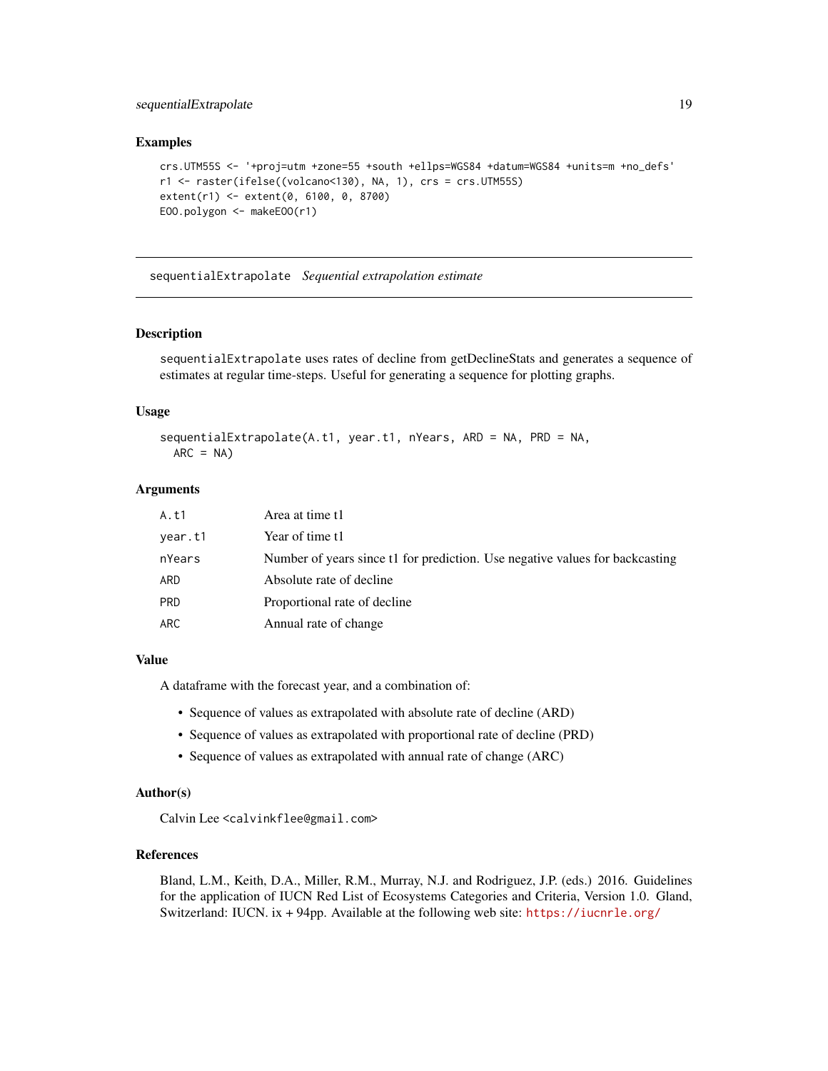## Examples

```
crs.UTM55S <- '+proj=utm +zone=55 +south +ellps=WGS84 +datum=WGS84 +units=m +no_defs'
r1 <- raster(ifelse((volcano<130), NA, 1), crs = crs.UTM55S)
extent(r1) <- extent(0, 6100, 0, 8700)
EOO.polygon <- makeEOO(r1)
```

---

# sequentialExtrapolate *Sequential extrapolation estimate*

## Description

`sequentialExtrapolate` uses rates of decline from getDeclineStats and generates a sequence of estimates at regular time-steps. Useful for generating a sequence for plotting graphs.

## Usage

```
sequentialExtrapolate(A.t1, year.t1, nYears, ARD = NA, PRD = NA,
  ARC = NA)
```

## Arguments

| | |
|---|---|
| `A.t1` | Area at time t1 |
| `year.t1` | Year of time t1 |
| `nYears` | Number of years since t1 for prediction. Use negative values for backcasting |
| `ARD` | Absolute rate of decline |
| `PRD` | Proportional rate of decline |
| `ARC` | Annual rate of change |

## Value

A dataframe with the forecast year, and a combination of:

- Sequence of values as extrapolated with absolute rate of decline (ARD)
- Sequence of values as extrapolated with proportional rate of decline (PRD)
- Sequence of values as extrapolated with annual rate of change (ARC)

## Author(s)

Calvin Lee <calvinkflee@gmail.com>

## References

Bland, L.M., Keith, D.A., Miller, R.M., Murray, N.J. and Rodriguez, J.P. (eds.) 2016. Guidelines for the application of IUCN Red List of Ecosystems Categories and Criteria, Version 1.0. Gland, Switzerland: IUCN. ix + 94pp. Available at the following web site: https://iucnrle.org/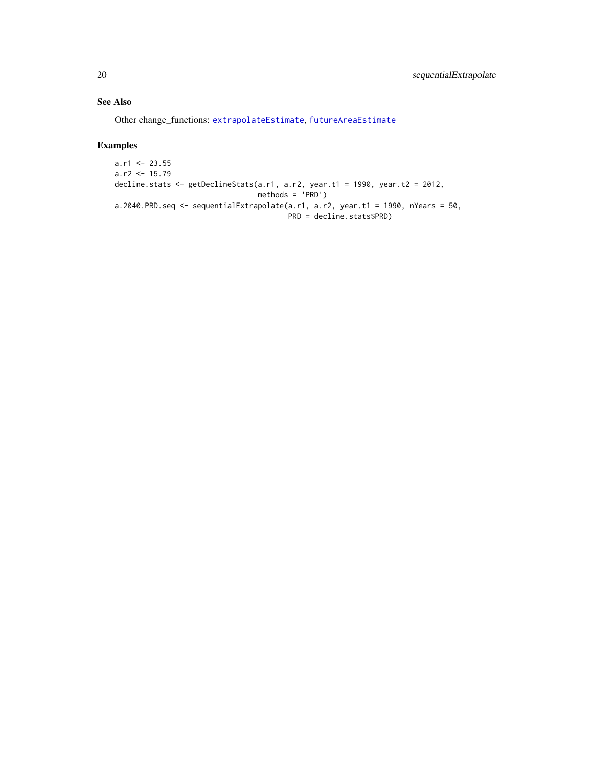## See Also

Other change_functions: extrapolateEstimate, futureAreaEstimate

## Examples

```
a.r1 <- 23.55
a.r2 <- 15.79
decline.stats <- getDeclineStats(a.r1, a.r2, year.t1 = 1990, year.t2 = 2012,
                                 methods = 'PRD')
a.2040.PRD.seq <- sequentialExtrapolate(a.r1, a.r2, year.t1 = 1990, nYears = 50,
                                        PRD = decline.stats$PRD)
```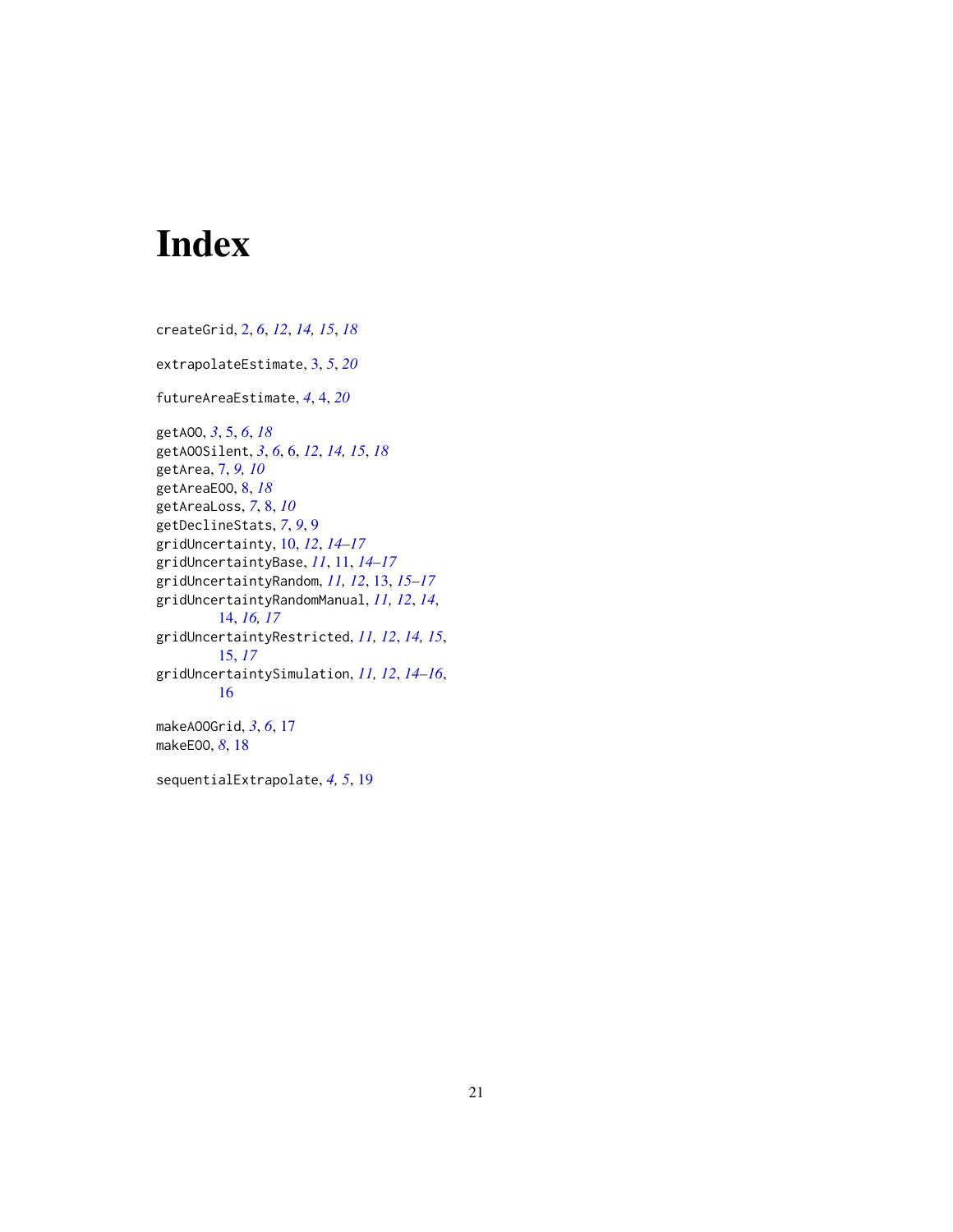# Index

createGrid, 2, *6*, *12*, *14, 15*, *18*

extrapolateEstimate, 3, *5*, *20*

futureAreaEstimate, *4*, 4, *20*

getAOO, *3*, 5, *6*, *18*
getAOOSilent, *3*, *6*, 6, *12*, *14, 15*, *18*
getArea, 7, *9, 10*
getAreaEOO, 8, *18*
getAreaLoss, *7*, 8, *10*
getDeclineStats, *7*, *9*, 9
gridUncertainty, 10, *12*, *14–17*
gridUncertaintyBase, *11*, 11, *14–17*
gridUncertaintyRandom, *11, 12*, 13, *15–17*
gridUncertaintyRandomManual, *11, 12*, *14*, 14, *16, 17*
gridUncertaintyRestricted, *11, 12*, *14, 15*, 15, *17*
gridUncertaintySimulation, *11, 12*, *14–16*, 16

makeAOOGrid, *3*, *6*, 17
makeEOO, *8*, 18

sequentialExtrapolate, *4, 5*, 19